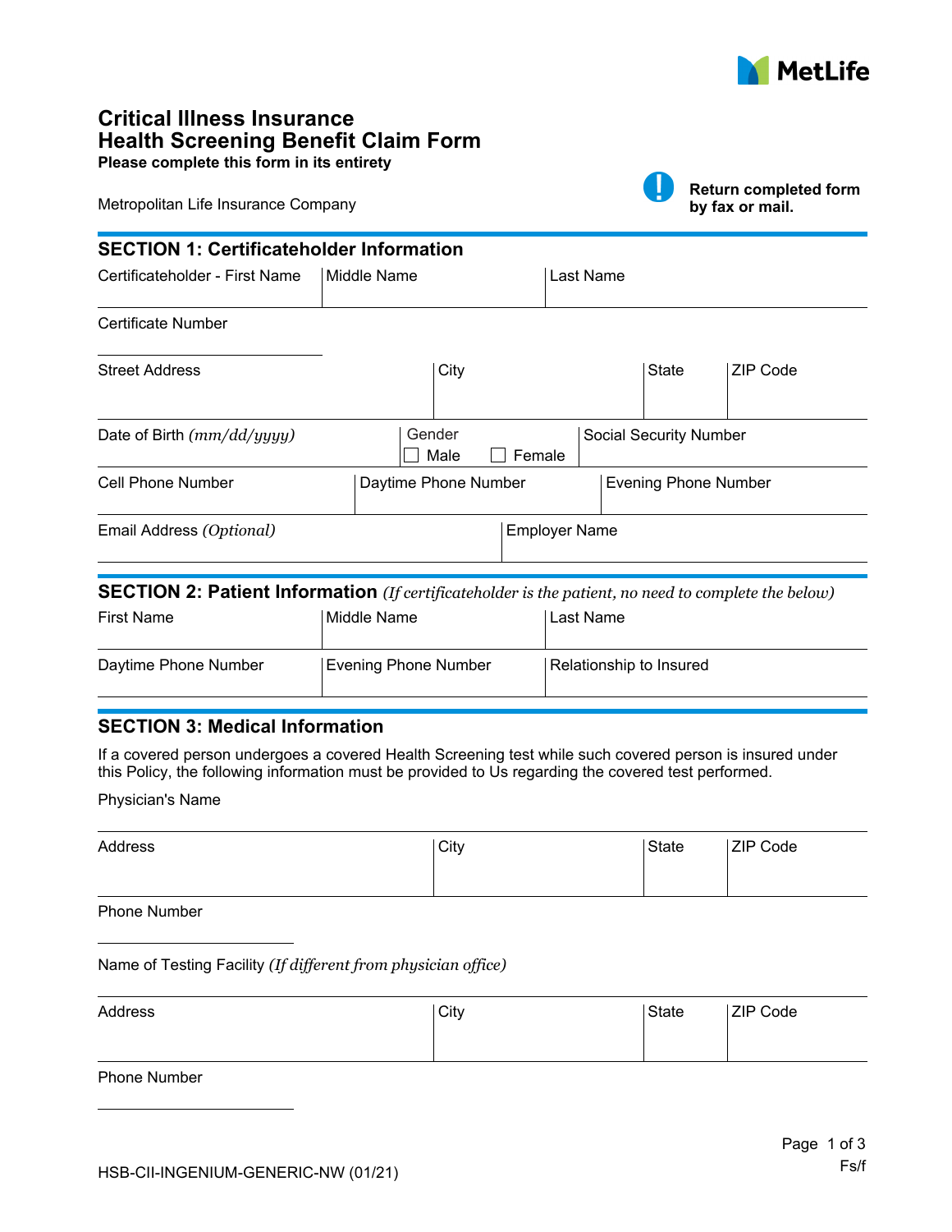MetLife

# Critical Illness Insurance
# Health Screening Benefit Claim Form

**Please complete this form in its entirety**

Metropolitan Life Insurance Company

**Return completed form by fax or mail.**

## SECTION 1: Certificateholder Information

| Certificateholder - First Name | Middle Name | Last Name |
|---|---|---|
| | | |

Certificate Number

| Street Address | City | State | ZIP Code |
|---|---|---|---|
| | | | |

| Date of Birth *(mm/dd/yyyy)* | Gender ☐ Male ☐ Female | Social Security Number |
|---|---|---|
| | | |

| Cell Phone Number | Daytime Phone Number | Evening Phone Number |
|---|---|---|
| | | |

| Email Address *(Optional)* | Employer Name |
|---|---|
| | |

## SECTION 2: Patient Information *(If certificateholder is the patient, no need to complete the below)*

| First Name | Middle Name | Last Name |
|---|---|---|
| | | |

| Daytime Phone Number | Evening Phone Number | Relationship to Insured |
|---|---|---|
| | | |

## SECTION 3: Medical Information

If a covered person undergoes a covered Health Screening test while such covered person is insured under this Policy, the following information must be provided to Us regarding the covered test performed.

Physician's Name

| Address | City | State | ZIP Code |
|---|---|---|---|
| | | | |

Phone Number

Name of Testing Facility *(If different from physician office)*

| Address | City | State | ZIP Code |
|---|---|---|---|
| | | | |

Phone Number

Fs/f

HSB-CII-INGENIUM-GENERIC-NW (01/21)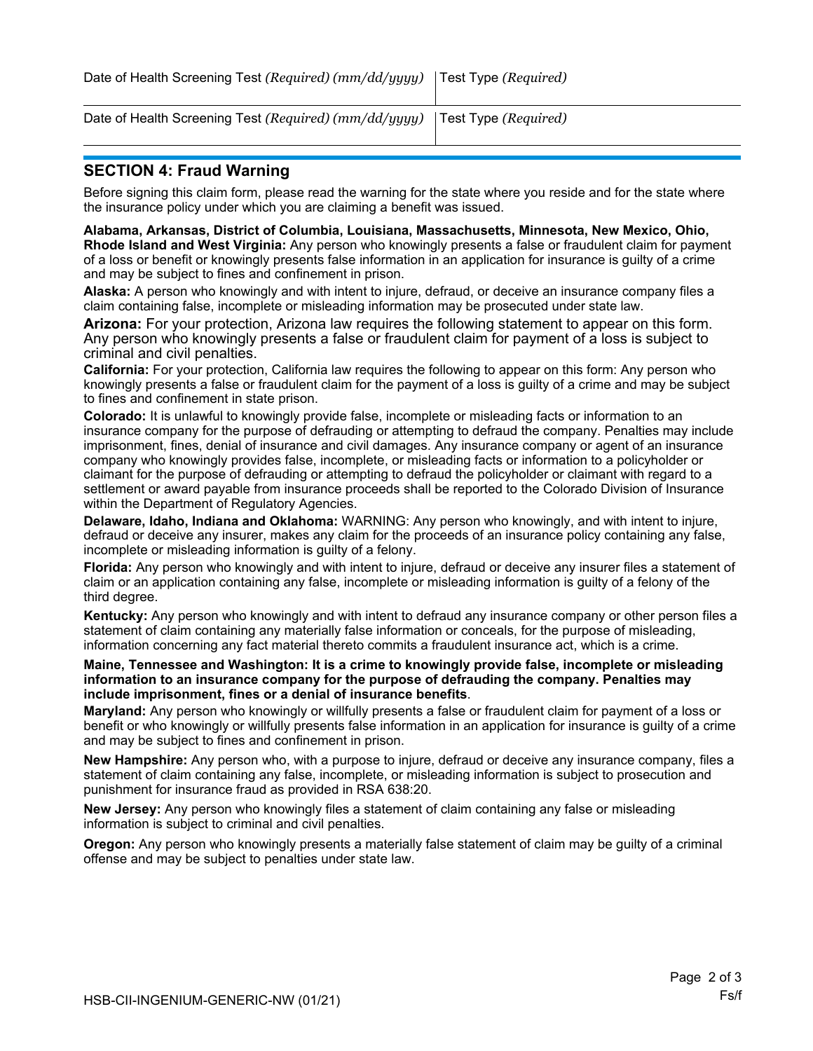| Date of Health Screening Test *(Required) (mm/dd/yyyy)* | Test Type *(Required)* |
| --- | --- |
| Date of Health Screening Test *(Required) (mm/dd/yyyy)* | Test Type *(Required)* |

## SECTION 4: Fraud Warning

Before signing this claim form, please read the warning for the state where you reside and for the state where the insurance policy under which you are claiming a benefit was issued.

**Alabama, Arkansas, District of Columbia, Louisiana, Massachusetts, Minnesota, New Mexico, Ohio, Rhode Island and West Virginia:** Any person who knowingly presents a false or fraudulent claim for payment of a loss or benefit or knowingly presents false information in an application for insurance is guilty of a crime and may be subject to fines and confinement in prison.

**Alaska:** A person who knowingly and with intent to injure, defraud, or deceive an insurance company files a claim containing false, incomplete or misleading information may be prosecuted under state law.

**Arizona:** For your protection, Arizona law requires the following statement to appear on this form. Any person who knowingly presents a false or fraudulent claim for payment of a loss is subject to criminal and civil penalties.

**California:** For your protection, California law requires the following to appear on this form: Any person who knowingly presents a false or fraudulent claim for the payment of a loss is guilty of a crime and may be subject to fines and confinement in state prison.

**Colorado:** It is unlawful to knowingly provide false, incomplete or misleading facts or information to an insurance company for the purpose of defrauding or attempting to defraud the company. Penalties may include imprisonment, fines, denial of insurance and civil damages. Any insurance company or agent of an insurance company who knowingly provides false, incomplete, or misleading facts or information to a policyholder or claimant for the purpose of defrauding or attempting to defraud the policyholder or claimant with regard to a settlement or award payable from insurance proceeds shall be reported to the Colorado Division of Insurance within the Department of Regulatory Agencies.

**Delaware, Idaho, Indiana and Oklahoma:** WARNING: Any person who knowingly, and with intent to injure, defraud or deceive any insurer, makes any claim for the proceeds of an insurance policy containing any false, incomplete or misleading information is guilty of a felony.

**Florida:** Any person who knowingly and with intent to injure, defraud or deceive any insurer files a statement of claim or an application containing any false, incomplete or misleading information is guilty of a felony of the third degree.

**Kentucky:** Any person who knowingly and with intent to defraud any insurance company or other person files a statement of claim containing any materially false information or conceals, for the purpose of misleading, information concerning any fact material thereto commits a fraudulent insurance act, which is a crime.

**Maine, Tennessee and Washington: It is a crime to knowingly provide false, incomplete or misleading information to an insurance company for the purpose of defrauding the company. Penalties may include imprisonment, fines or a denial of insurance benefits**.

**Maryland:** Any person who knowingly or willfully presents a false or fraudulent claim for payment of a loss or benefit or who knowingly or willfully presents false information in an application for insurance is guilty of a crime and may be subject to fines and confinement in prison.

**New Hampshire:** Any person who, with a purpose to injure, defraud or deceive any insurance company, files a statement of claim containing any false, incomplete, or misleading information is subject to prosecution and punishment for insurance fraud as provided in RSA 638:20.

**New Jersey:** Any person who knowingly files a statement of claim containing any false or misleading information is subject to criminal and civil penalties.

**Oregon:** Any person who knowingly presents a materially false statement of claim may be guilty of a criminal offense and may be subject to penalties under state law.

HSB-CII-INGENIUM-GENERIC-NW (01/21)

Fs/f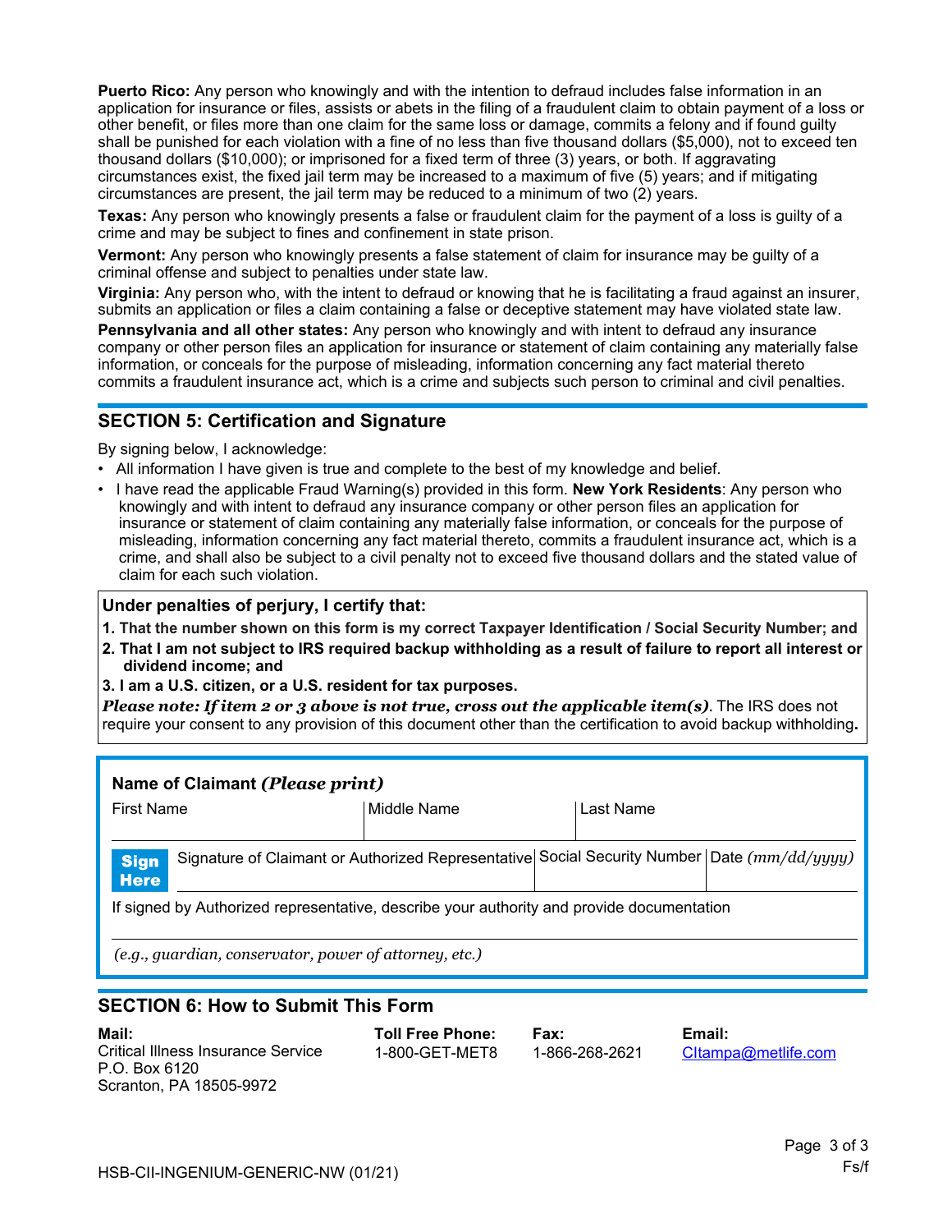**Puerto Rico:** Any person who knowingly and with the intention to defraud includes false information in an application for insurance or files, assists or abets in the filing of a fraudulent claim to obtain payment of a loss or other benefit, or files more than one claim for the same loss or damage, commits a felony and if found guilty shall be punished for each violation with a fine of no less than five thousand dollars ($5,000), not to exceed ten thousand dollars ($10,000); or imprisoned for a fixed term of three (3) years, or both. If aggravating circumstances exist, the fixed jail term may be increased to a maximum of five (5) years; and if mitigating circumstances are present, the jail term may be reduced to a minimum of two (2) years.

**Texas:** Any person who knowingly presents a false or fraudulent claim for the payment of a loss is guilty of a crime and may be subject to fines and confinement in state prison.

**Vermont:** Any person who knowingly presents a false statement of claim for insurance may be guilty of a criminal offense and subject to penalties under state law.

**Virginia:** Any person who, with the intent to defraud or knowing that he is facilitating a fraud against an insurer, submits an application or files a claim containing a false or deceptive statement may have violated state law.

**Pennsylvania and all other states:** Any person who knowingly and with intent to defraud any insurance company or other person files an application for insurance or statement of claim containing any materially false information, or conceals for the purpose of misleading, information concerning any fact material thereto commits a fraudulent insurance act, which is a crime and subjects such person to criminal and civil penalties.

## SECTION 5: Certification and Signature

By signing below, I acknowledge:

- All information I have given is true and complete to the best of my knowledge and belief.
- I have read the applicable Fraud Warning(s) provided in this form. **New York Residents**: Any person who knowingly and with intent to defraud any insurance company or other person files an application for insurance or statement of claim containing any materially false information, or conceals for the purpose of misleading, information concerning any fact material thereto, commits a fraudulent insurance act, which is a crime, and shall also be subject to a civil penalty not to exceed five thousand dollars and the stated value of claim for each such violation.

**Under penalties of perjury, I certify that:**

**1. That the number shown on this form is my correct Taxpayer Identification / Social Security Number; and**

**2. That I am not subject to IRS required backup withholding as a result of failure to report all interest or dividend income; and**

**3. I am a U.S. citizen, or a U.S. resident for tax purposes.**

***Please note: If item 2 or 3 above is not true, cross out the applicable item(s)***. The IRS does not require your consent to any provision of this document other than the certification to avoid backup withholding.

**Name of Claimant *(Please print)***

| First Name | Middle Name | Last Name |
|---|---|---|
| | | |

**Sign Here**

| Signature of Claimant or Authorized Representative | Social Security Number | Date *(mm/dd/yyyy)* |
|---|---|---|
| | | |

If signed by Authorized representative, describe your authority and provide documentation

*(e.g., guardian, conservator, power of attorney, etc.)*

## SECTION 6: How to Submit This Form

**Mail:**
Critical Illness Insurance Service
P.O. Box 6120
Scranton, PA 18505-9972

**Toll Free Phone:**
1-800-GET-MET8

**Fax:**
1-866-268-2621

**Email:**
CItampa@metlife.com

HSB-CII-INGENIUM-GENERIC-NW (01/21)

Fs/f